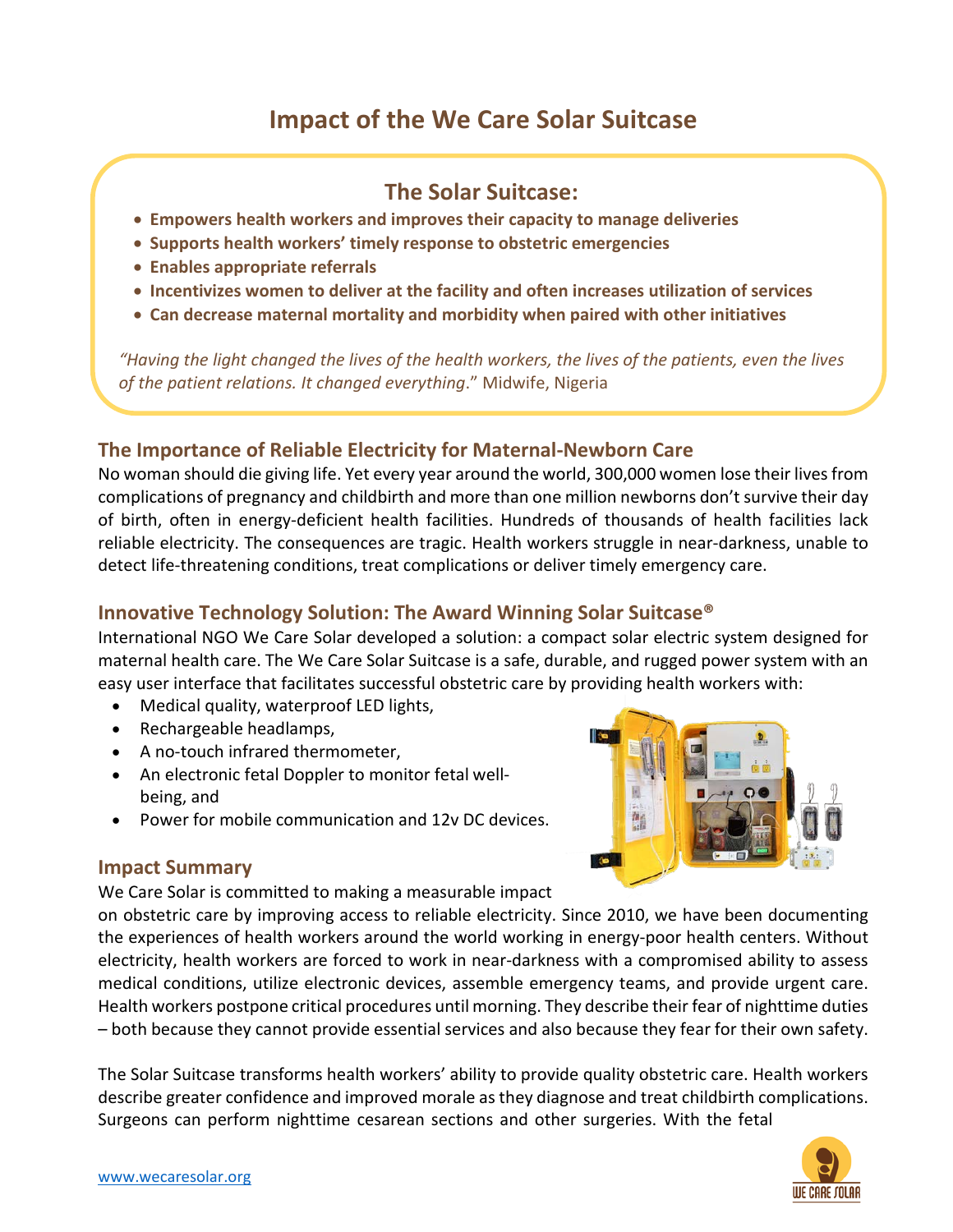# Impact of the We Care Solar Suitcase

## The Solar Suitcase:

- **Empowers health workers and improves their capacity to manage deliveries**
- **Supports health workers' timely response to obstetric emergencies**
- **Enables appropriate referrals**
- **Incentivizes women to deliver at the facility and often increases utilization of services**
- **Can decrease maternal mortality and morbidity when paired with other initiatives**

*"Having the light changed the lives of the health workers, the lives of the patients, even the lives of the patient relations. It changed everything*." Midwife, Nigeria

### The Importance of Reliable Electricity for Maternal-Newborn Care

No woman should die giving life. Yet every year around the world, 300,000 women lose their lives from complications of pregnancy and childbirth and more than one million newborns don't survive their day of birth, often in energy-deficient health facilities. Hundreds of thousands of health facilities lack reliable electricity. The consequences are tragic. Health workers struggle in near-darkness, unable to detect life-threatening conditions, treat complications or deliver timely emergency care.

### Innovative Technology Solution: The Award Winning Solar Suitcase®

International NGO We Care Solar developed a solution: a compact solar electric system designed for maternal health care. The We Care Solar Suitcase is a safe, durable, and rugged power system with an easy user interface that facilitates successful obstetric care by providing health workers with:

- Medical quality, waterproof LED lights,
- Rechargeable headlamps,
- A no-touch infrared thermometer,
- An electronic fetal Doppler to monitor fetal well-being, and
- Power for mobile communication and 12v DC devices.

### Impact Summary

We Care Solar is committed to making a measurable impact on obstetric care by improving access to reliable electricity. Since 2010, we have been documenting the experiences of health workers around the world working in energy-poor health centers. Without electricity, health workers are forced to work in near-darkness with a compromised ability to assess medical conditions, utilize electronic devices, assemble emergency teams, and provide urgent care. Health workers postpone critical procedures until morning. They describe their fear of nighttime duties – both because they cannot provide essential services and also because they fear for their own safety.

The Solar Suitcase transforms health workers' ability to provide quality obstetric care. Health workers describe greater confidence and improved morale as they diagnose and treat childbirth complications. Surgeons can perform nighttime cesarean sections and other surgeries. With the fetal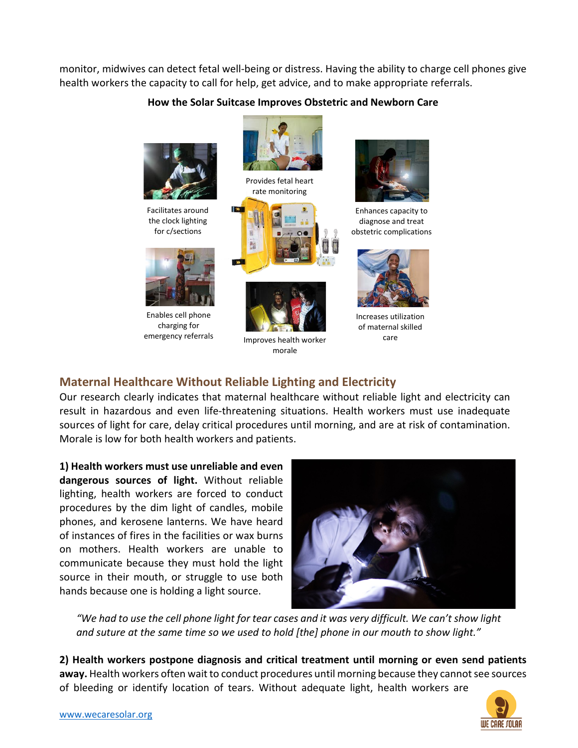monitor, midwives can detect fetal well-being or distress. Having the ability to charge cell phones give health workers the capacity to call for help, get advice, and to make appropriate referrals.

**How the Solar Suitcase Improves Obstetric and Newborn Care**

Facilitates around the clock lighting for c/sections

Provides fetal heart rate monitoring

Enhances capacity to diagnose and treat obstetric complications

Enables cell phone charging for emergency referrals

Improves health worker morale

Increases utilization of maternal skilled care

## Maternal Healthcare Without Reliable Lighting and Electricity

Our research clearly indicates that maternal healthcare without reliable light and electricity can result in hazardous and even life-threatening situations. Health workers must use inadequate sources of light for care, delay critical procedures until morning, and are at risk of contamination. Morale is low for both health workers and patients.

**1) Health workers must use unreliable and even dangerous sources of light.** Without reliable lighting, health workers are forced to conduct procedures by the dim light of candles, mobile phones, and kerosene lanterns. We have heard of instances of fires in the facilities or wax burns on mothers. Health workers are unable to communicate because they must hold the light source in their mouth, or struggle to use both hands because one is holding a light source.

> *"We had to use the cell phone light for tear cases and it was very difficult. We can't show light and suture at the same time so we used to hold [the] phone in our mouth to show light."*

**2) Health workers postpone diagnosis and critical treatment until morning or even send patients away.** Health workers often wait to conduct procedures until morning because they cannot see sources of bleeding or identify location of tears. Without adequate light, health workers are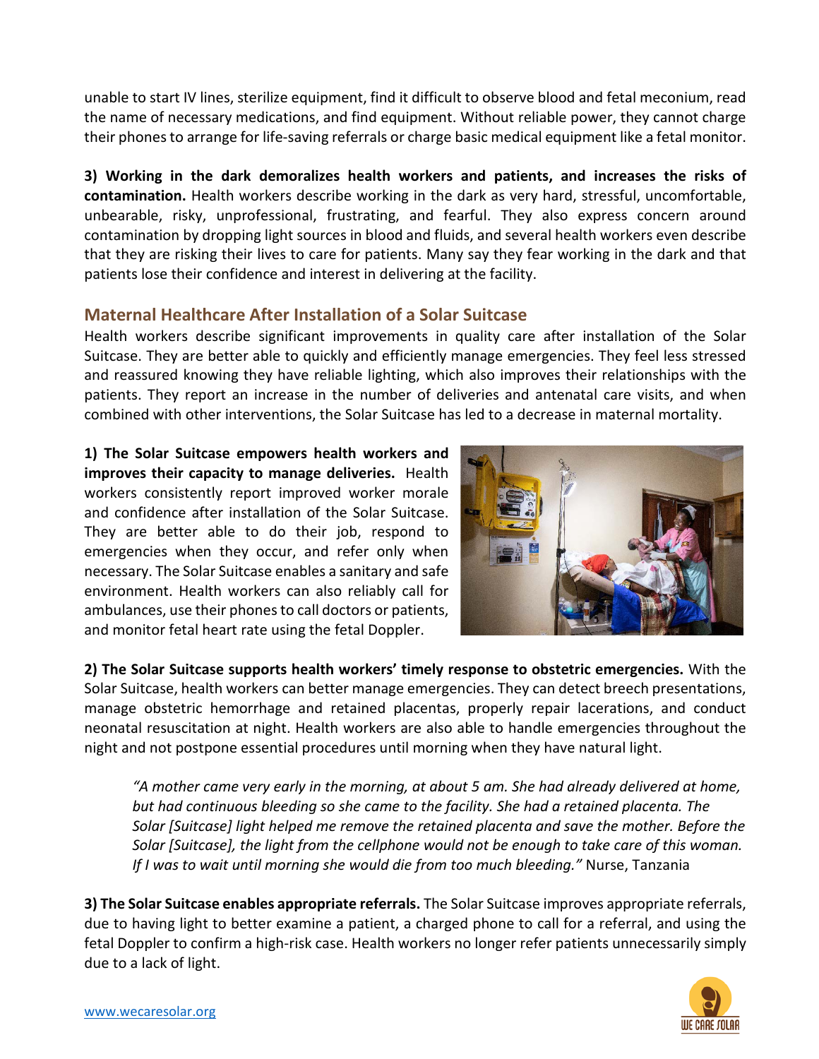unable to start IV lines, sterilize equipment, find it difficult to observe blood and fetal meconium, read the name of necessary medications, and find equipment. Without reliable power, they cannot charge their phones to arrange for life-saving referrals or charge basic medical equipment like a fetal monitor.

**3) Working in the dark demoralizes health workers and patients, and increases the risks of contamination.** Health workers describe working in the dark as very hard, stressful, uncomfortable, unbearable, risky, unprofessional, frustrating, and fearful. They also express concern around contamination by dropping light sources in blood and fluids, and several health workers even describe that they are risking their lives to care for patients. Many say they fear working in the dark and that patients lose their confidence and interest in delivering at the facility.

## Maternal Healthcare After Installation of a Solar Suitcase

Health workers describe significant improvements in quality care after installation of the Solar Suitcase. They are better able to quickly and efficiently manage emergencies. They feel less stressed and reassured knowing they have reliable lighting, which also improves their relationships with the patients. They report an increase in the number of deliveries and antenatal care visits, and when combined with other interventions, the Solar Suitcase has led to a decrease in maternal mortality.

**1) The Solar Suitcase empowers health workers and improves their capacity to manage deliveries.** Health workers consistently report improved worker morale and confidence after installation of the Solar Suitcase. They are better able to do their job, respond to emergencies when they occur, and refer only when necessary. The Solar Suitcase enables a sanitary and safe environment. Health workers can also reliably call for ambulances, use their phones to call doctors or patients, and monitor fetal heart rate using the fetal Doppler.

**2) The Solar Suitcase supports health workers' timely response to obstetric emergencies.** With the Solar Suitcase, health workers can better manage emergencies. They can detect breech presentations, manage obstetric hemorrhage and retained placentas, properly repair lacerations, and conduct neonatal resuscitation at night. Health workers are also able to handle emergencies throughout the night and not postpone essential procedures until morning when they have natural light.

> *"A mother came very early in the morning, at about 5 am. She had already delivered at home, but had continuous bleeding so she came to the facility. She had a retained placenta. The Solar [Suitcase] light helped me remove the retained placenta and save the mother. Before the Solar [Suitcase], the light from the cellphone would not be enough to take care of this woman. If I was to wait until morning she would die from too much bleeding."* Nurse, Tanzania

**3) The Solar Suitcase enables appropriate referrals.** The Solar Suitcase improves appropriate referrals, due to having light to better examine a patient, a charged phone to call for a referral, and using the fetal Doppler to confirm a high-risk case. Health workers no longer refer patients unnecessarily simply due to a lack of light.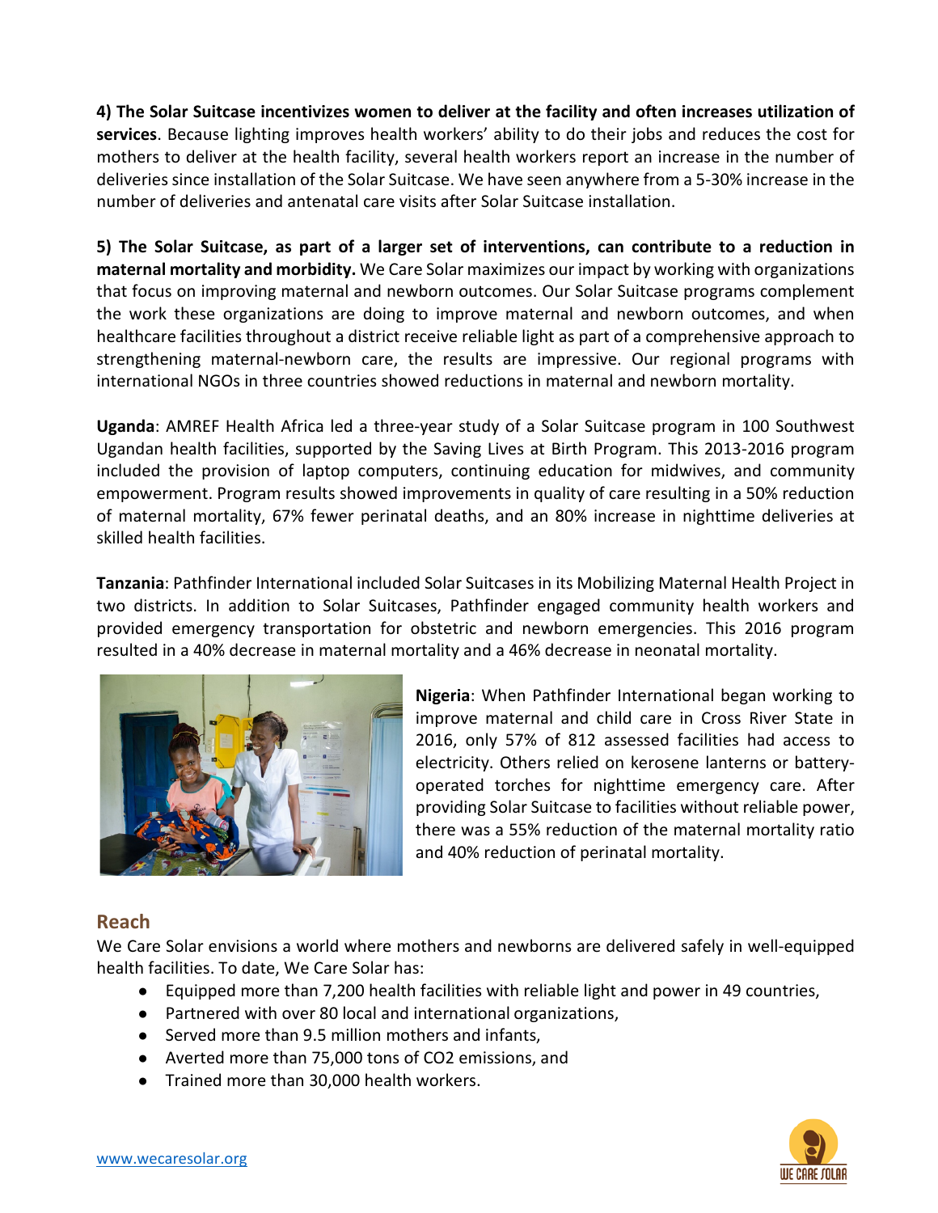**4) The Solar Suitcase incentivizes women to deliver at the facility and often increases utilization of services**. Because lighting improves health workers' ability to do their jobs and reduces the cost for mothers to deliver at the health facility, several health workers report an increase in the number of deliveries since installation of the Solar Suitcase. We have seen anywhere from a 5-30% increase in the number of deliveries and antenatal care visits after Solar Suitcase installation.

**5) The Solar Suitcase, as part of a larger set of interventions, can contribute to a reduction in maternal mortality and morbidity.** We Care Solar maximizes our impact by working with organizations that focus on improving maternal and newborn outcomes. Our Solar Suitcase programs complement the work these organizations are doing to improve maternal and newborn outcomes, and when healthcare facilities throughout a district receive reliable light as part of a comprehensive approach to strengthening maternal-newborn care, the results are impressive. Our regional programs with international NGOs in three countries showed reductions in maternal and newborn mortality.

**Uganda**: AMREF Health Africa led a three-year study of a Solar Suitcase program in 100 Southwest Ugandan health facilities, supported by the Saving Lives at Birth Program. This 2013-2016 program included the provision of laptop computers, continuing education for midwives, and community empowerment. Program results showed improvements in quality of care resulting in a 50% reduction of maternal mortality, 67% fewer perinatal deaths, and an 80% increase in nighttime deliveries at skilled health facilities.

**Tanzania**: Pathfinder International included Solar Suitcases in its Mobilizing Maternal Health Project in two districts. In addition to Solar Suitcases, Pathfinder engaged community health workers and provided emergency transportation for obstetric and newborn emergencies. This 2016 program resulted in a 40% decrease in maternal mortality and a 46% decrease in neonatal mortality.

**Nigeria**: When Pathfinder International began working to improve maternal and child care in Cross River State in 2016, only 57% of 812 assessed facilities had access to electricity. Others relied on kerosene lanterns or battery-operated torches for nighttime emergency care. After providing Solar Suitcase to facilities without reliable power, there was a 55% reduction of the maternal mortality ratio and 40% reduction of perinatal mortality.

## Reach

We Care Solar envisions a world where mothers and newborns are delivered safely in well-equipped health facilities. To date, We Care Solar has:

- Equipped more than 7,200 health facilities with reliable light and power in 49 countries,
- Partnered with over 80 local and international organizations,
- Served more than 9.5 million mothers and infants,
- Averted more than 75,000 tons of $CO_2$ emissions, and
- Trained more than 30,000 health workers.